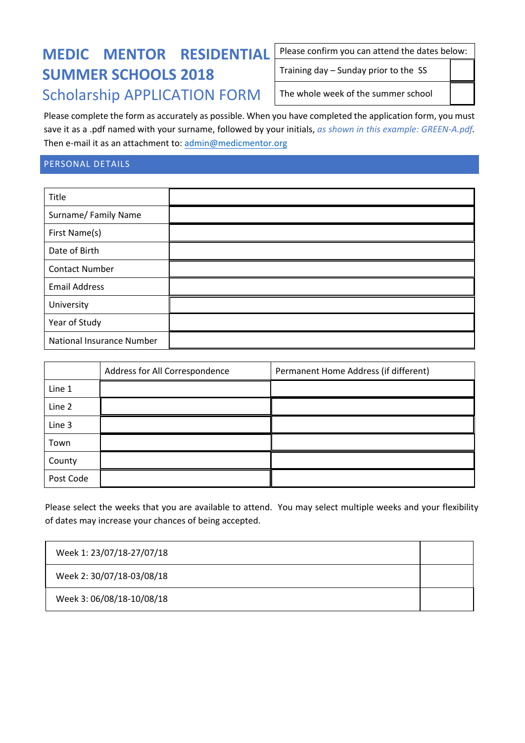# MEDIC MENTOR RESIDENTIAL SUMMER SCHOOLS 2018

## Scholarship APPLICATION FORM

| Please confirm you can attend the dates below: | |
|---|---|
| Training day – Sunday prior to the SS | |
| The whole week of the summer school | |

Please complete the form as accurately as possible. When you have completed the application form, you must save it as a .pdf named with your surname, followed by your initials, *as shown in this example: GREEN-A.pdf*. Then e-mail it as an attachment to: admin@medicmentor.org

## PERSONAL DETAILS

| | |
|---|---|
| Title | |
| Surname/ Family Name | |
| First Name(s) | |
| Date of Birth | |
| Contact Number | |
| Email Address | |
| University | |
| Year of Study | |
| National Insurance Number | |

| | Address for All Correspondence | Permanent Home Address (if different) |
|---|---|---|
| Line 1 | | |
| Line 2 | | |
| Line 3 | | |
| Town | | |
| County | | |
| Post Code | | |

Please select the weeks that you are available to attend. You may select multiple weeks and your flexibility of dates may increase your chances of being accepted.

| | |
|---|---|
| Week 1: 23/07/18-27/07/18 | |
| Week 2: 30/07/18-03/08/18 | |
| Week 3: 06/08/18-10/08/18 | |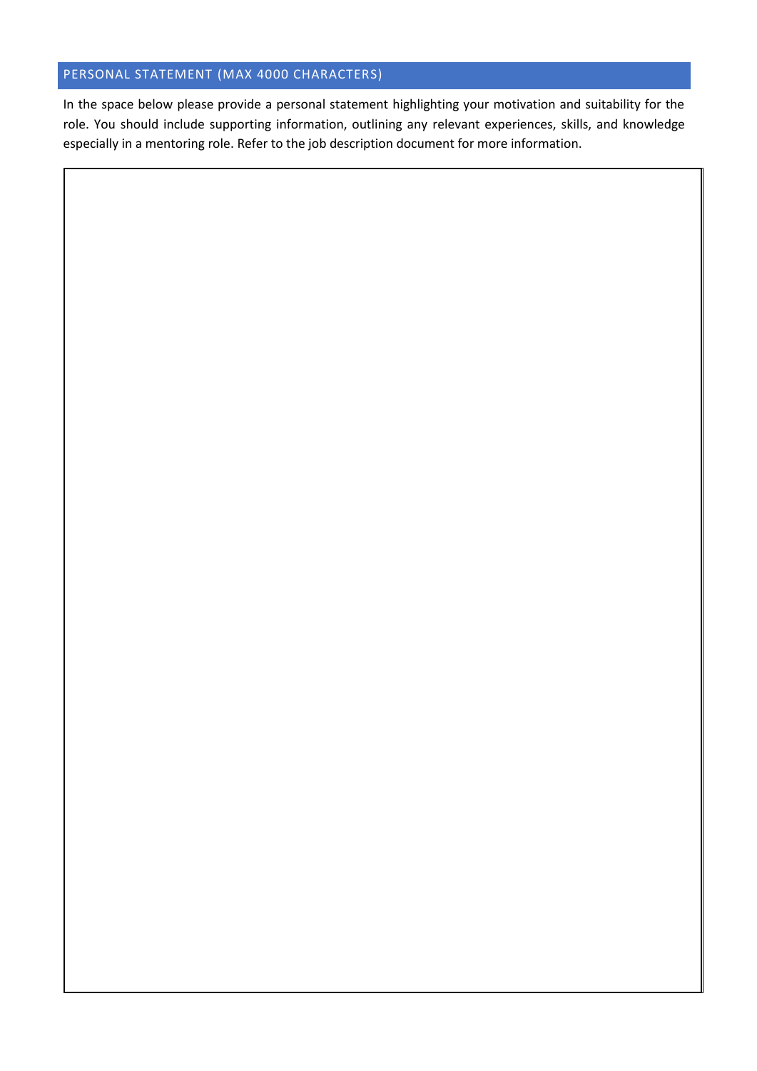## PERSONAL STATEMENT (MAX 4000 CHARACTERS)

In the space below please provide a personal statement highlighting your motivation and suitability for the role. You should include supporting information, outlining any relevant experiences, skills, and knowledge especially in a mentoring role. Refer to the job description document for more information.